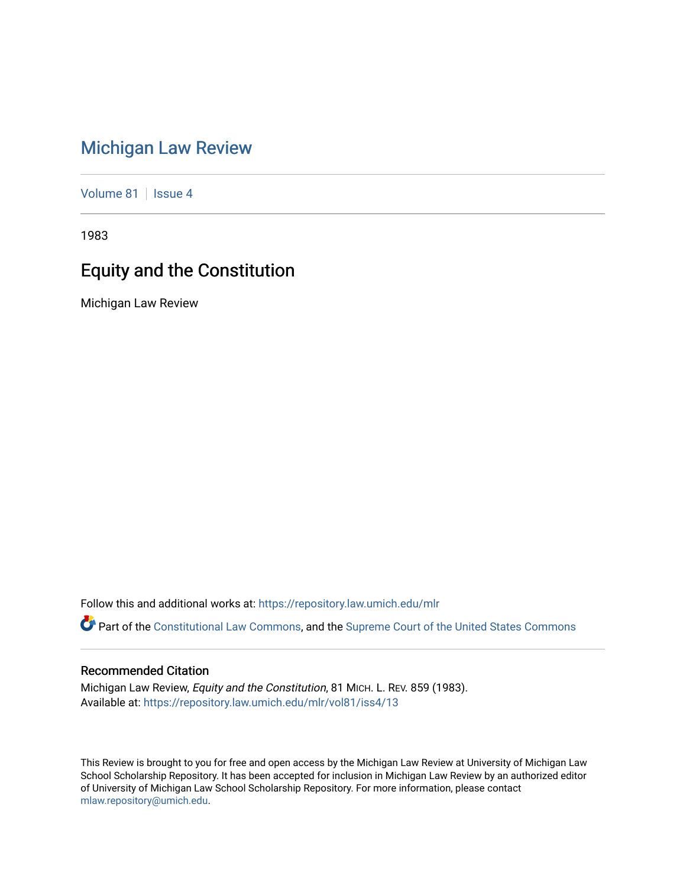# Michigan Law Review

Volume 81 | Issue 4

1983

## Equity and the Constitution

Michigan Law Review

Follow this and additional works at: https://repository.law.umich.edu/mlr

Part of the Constitutional Law Commons, and the Supreme Court of the United States Commons

### Recommended Citation

Michigan Law Review, *Equity and the Constitution*, 81 MICH. L. REV. 859 (1983).
Available at: https://repository.law.umich.edu/mlr/vol81/iss4/13

This Review is brought to you for free and open access by the Michigan Law Review at University of Michigan Law School Scholarship Repository. It has been accepted for inclusion in Michigan Law Review by an authorized editor of University of Michigan Law School Scholarship Repository. For more information, please contact mlaw.repository@umich.edu.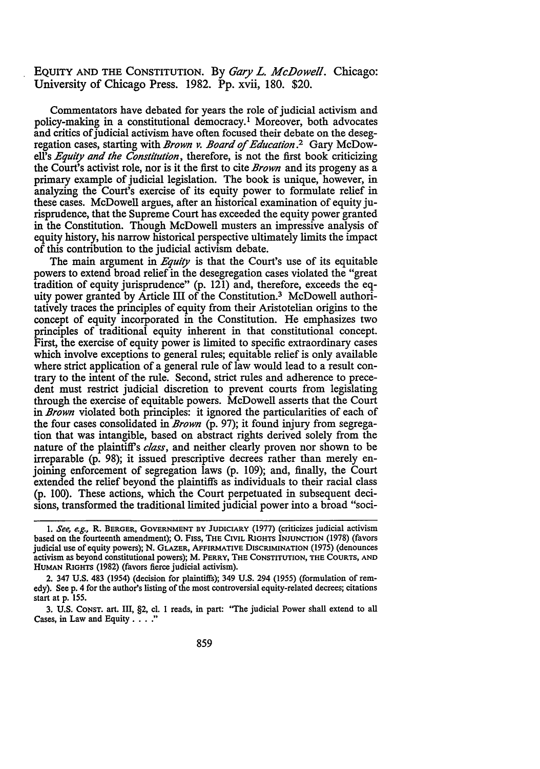EQUITY AND THE CONSTITUTION. By *Gary L. McDowell*. Chicago: University of Chicago Press. 1982. Pp. xvii, 180. $20.

Commentators have debated for years the role of judicial activism and policy-making in a constitutional democracy.[1] Moreover, both advocates and critics of judicial activism have often focused their debate on the desegregation cases, starting with *Brown v. Board of Education*.[2] Gary McDowell's *Equity and the Constitution*, therefore, is not the first book criticizing the Court's activist role, nor is it the first to cite *Brown* and its progeny as a primary example of judicial legislation. The book is unique, however, in analyzing the Court's exercise of its equity power to formulate relief in these cases. McDowell argues, after an historical examination of equity jurisprudence, that the Supreme Court has exceeded the equity power granted in the Constitution. Though McDowell musters an impressive analysis of equity history, his narrow historical perspective ultimately limits the impact of this contribution to the judicial activism debate.

The main argument in *Equity* is that the Court's use of its equitable powers to extend broad relief in the desegregation cases violated the "great tradition of equity jurisprudence" (p. 121) and, therefore, exceeds the equity power granted by Article III of the Constitution.[3] McDowell authoritatively traces the principles of equity from their Aristotelian origins to the concept of equity incorporated in the Constitution. He emphasizes two principles of traditional equity inherent in that constitutional concept. First, the exercise of equity power is limited to specific extraordinary cases which involve exceptions to general rules; equitable relief is only available where strict application of a general rule of law would lead to a result contrary to the intent of the rule. Second, strict rules and adherence to precedent must restrict judicial discretion to prevent courts from legislating through the exercise of equitable powers. McDowell asserts that the Court in *Brown* violated both principles: it ignored the particularities of each of the four cases consolidated in *Brown* (p. 97); it found injury from segregation that was intangible, based on abstract rights derived solely from the nature of the plaintiff's *class*, and neither clearly proven nor shown to be irreparable (p. 98); it issued prescriptive decrees rather than merely enjoining enforcement of segregation laws (p. 109); and, finally, the Court extended the relief beyond the plaintiffs as individuals to their racial class (p. 100). These actions, which the Court perpetuated in subsequent decisions, transformed the traditional limited judicial power into a broad "soci-

1. *See, e.g.*, R. BERGER, GOVERNMENT BY JUDICIARY (1977) (criticizes judicial activism based on the fourteenth amendment); O. FISS, THE CIVIL RIGHTS INJUNCTION (1978) (favors judicial use of equity powers); N. GLAZER, AFFIRMATIVE DISCRIMINATION (1975) (denounces activism as beyond constitutional powers); M. PERRY, THE CONSTITUTION, THE COURTS, AND HUMAN RIGHTS (1982) (favors fierce judicial activism).

2. 347 U.S. 483 (1954) (decision for plaintiffs); 349 U.S. 294 (1955) (formulation of remedy). See p. 4 for the author's listing of the most controversial equity-related decrees; citations start at p. 155.

3. U.S. CONST. art. III, §2, cl. 1 reads, in part: "The judicial Power shall extend to all Cases, in Law and Equity . . . ."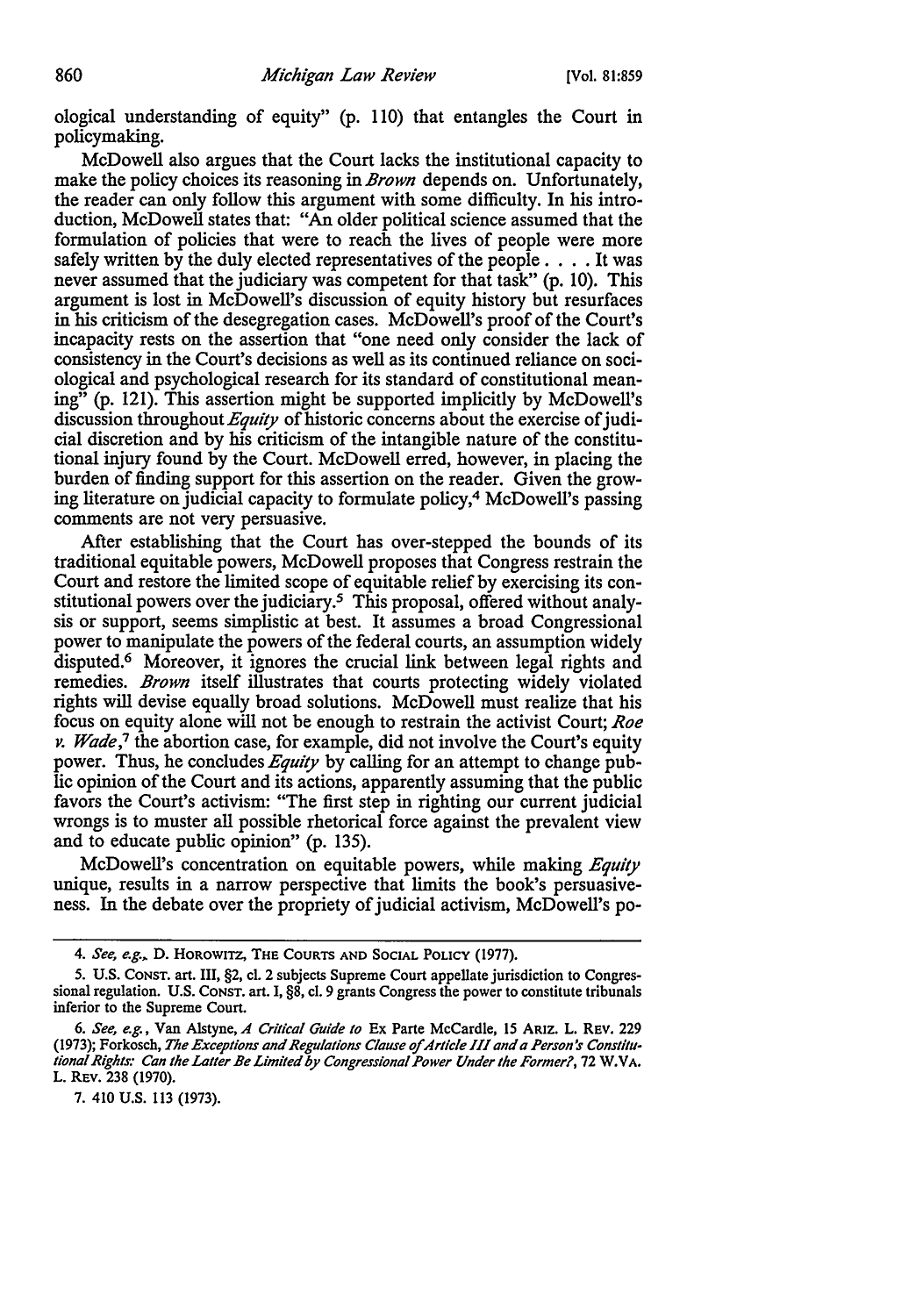ological understanding of equity" (p. 110) that entangles the Court in policymaking.

McDowell also argues that the Court lacks the institutional capacity to make the policy choices its reasoning in *Brown* depends on. Unfortunately, the reader can only follow this argument with some difficulty. In his introduction, McDowell states that: "An older political science assumed that the formulation of policies that were to reach the lives of people were more safely written by the duly elected representatives of the people . . . . It was never assumed that the judiciary was competent for that task" (p. 10). This argument is lost in McDowell's discussion of equity history but resurfaces in his criticism of the desegregation cases. McDowell's proof of the Court's incapacity rests on the assertion that "one need only consider the lack of consistency in the Court's decisions as well as its continued reliance on sociological and psychological research for its standard of constitutional meaning" (p. 121). This assertion might be supported implicitly by McDowell's discussion throughout *Equity* of historic concerns about the exercise of judicial discretion and by his criticism of the intangible nature of the constitutional injury found by the Court. McDowell erred, however, in placing the burden of finding support for this assertion on the reader. Given the growing literature on judicial capacity to formulate policy,[4] McDowell's passing comments are not very persuasive.

After establishing that the Court has over-stepped the bounds of its traditional equitable powers, McDowell proposes that Congress restrain the Court and restore the limited scope of equitable relief by exercising its constitutional powers over the judiciary.[5] This proposal, offered without analysis or support, seems simplistic at best. It assumes a broad Congressional power to manipulate the powers of the federal courts, an assumption widely disputed.[6] Moreover, it ignores the crucial link between legal rights and remedies. *Brown* itself illustrates that courts protecting widely violated rights will devise equally broad solutions. McDowell must realize that his focus on equity alone will not be enough to restrain the activist Court; *Roe v. Wade*,[7] the abortion case, for example, did not involve the Court's equity power. Thus, he concludes *Equity* by calling for an attempt to change public opinion of the Court and its actions, apparently assuming that the public favors the Court's activism: "The first step in righting our current judicial wrongs is to muster all possible rhetorical force against the prevalent view and to educate public opinion" (p. 135).

McDowell's concentration on equitable powers, while making *Equity* unique, results in a narrow perspective that limits the book's persuasiveness. In the debate over the propriety of judicial activism, McDowell's po-

---

4. *See, e.g.*, D. HOROWITZ, THE COURTS AND SOCIAL POLICY (1977).

5. U.S. CONST. art. III, §2, cl. 2 subjects Supreme Court appellate jurisdiction to Congressional regulation. U.S. CONST. art. I, §8, cl. 9 grants Congress the power to constitute tribunals inferior to the Supreme Court.

6. *See, e.g.*, Van Alstyne, *A Critical Guide to* Ex Parte McCardle, 15 ARIZ. L. REV. 229 (1973); Forkosch, *The Exceptions and Regulations Clause of Article III and a Person's Constitutional Rights: Can the Latter Be Limited by Congressional Power Under the Former?*, 72 W.VA. L. REV. 238 (1970).

7. 410 U.S. 113 (1973).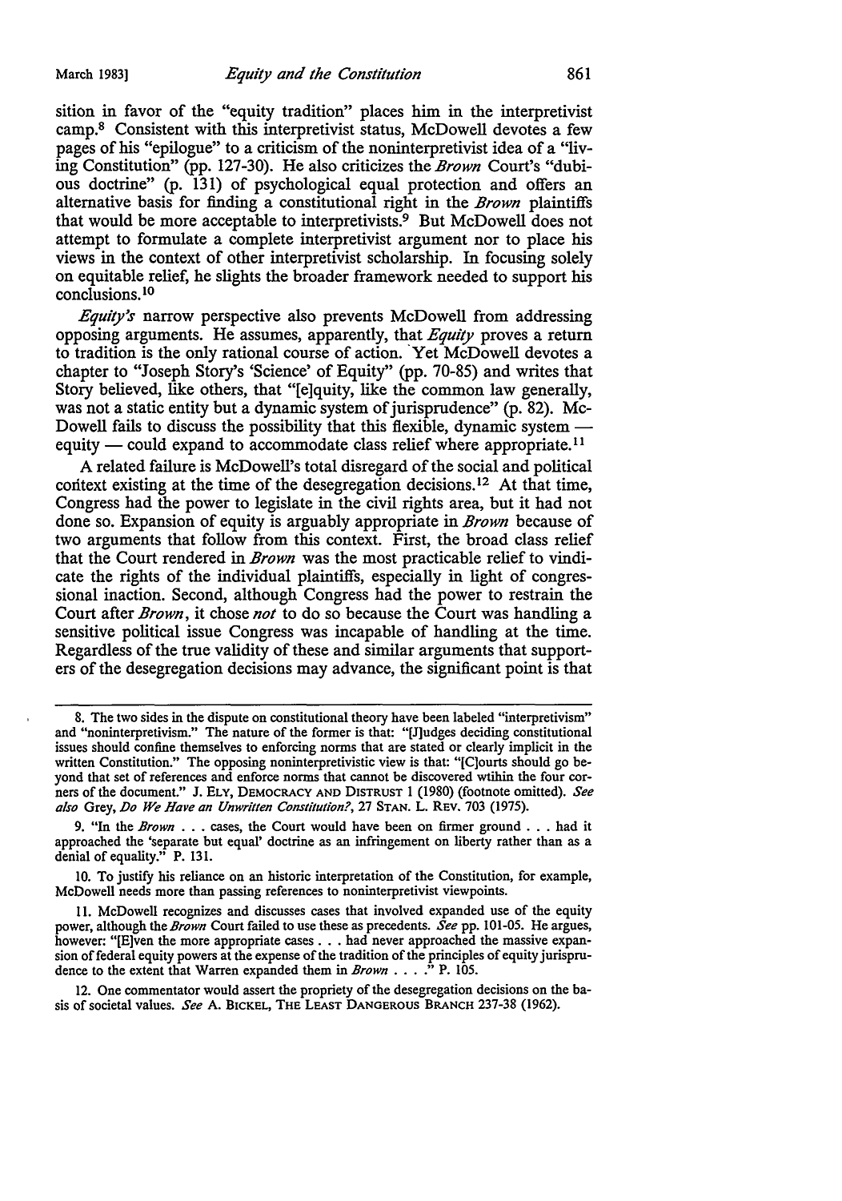sition in favor of the "equity tradition" places him in the interpretivist camp.[8] Consistent with this interpretivist status, McDowell devotes a few pages of his "epilogue" to a criticism of the noninterpretivist idea of a "living Constitution" (pp. 127-30). He also criticizes the *Brown* Court's "dubious doctrine" (p. 131) of psychological equal protection and offers an alternative basis for finding a constitutional right in the *Brown* plaintiffs that would be more acceptable to interpretivists.[9] But McDowell does not attempt to formulate a complete interpretivist argument nor to place his views in the context of other interpretivist scholarship. In focusing solely on equitable relief, he slights the broader framework needed to support his conclusions.[10]

*Equity's* narrow perspective also prevents McDowell from addressing opposing arguments. He assumes, apparently, that *Equity* proves a return to tradition is the only rational course of action. Yet McDowell devotes a chapter to "Joseph Story's 'Science' of Equity" (pp. 70-85) and writes that Story believed, like others, that "[e]quity, like the common law generally, was not a static entity but a dynamic system of jurisprudence" (p. 82). McDowell fails to discuss the possibility that this flexible, dynamic system — equity — could expand to accommodate class relief where appropriate.[11]

A related failure is McDowell's total disregard of the social and political context existing at the time of the desegregation decisions.[12] At that time, Congress had the power to legislate in the civil rights area, but it had not done so. Expansion of equity is arguably appropriate in *Brown* because of two arguments that follow from this context. First, the broad class relief that the Court rendered in *Brown* was the most practicable relief to vindicate the rights of the individual plaintiffs, especially in light of congressional inaction. Second, although Congress had the power to restrain the Court after *Brown*, it chose *not* to do so because the Court was handling a sensitive political issue Congress was incapable of handling at the time. Regardless of the true validity of these and similar arguments that supporters of the desegregation decisions may advance, the significant point is that

---

8. The two sides in the dispute on constitutional theory have been labeled "interpretivism" and "noninterpretivism." The nature of the former is that: "[J]udges deciding constitutional issues should confine themselves to enforcing norms that are stated or clearly implicit in the written Constitution." The opposing noninterpretivistic view is that: "[C]ourts should go beyond that set of references and enforce norms that cannot be discovered wtihin the four corners of the document." J. ELY, DEMOCRACY AND DISTRUST 1 (1980) (footnote omitted). *See also* Grey, *Do We Have an Unwritten Constitution?*, 27 STAN. L. REV. 703 (1975).

9. "In the *Brown* . . . cases, the Court would have been on firmer ground . . . had it approached the 'separate but equal' doctrine as an infringement on liberty rather than as a denial of equality." P. 131.

10. To justify his reliance on an historic interpretation of the Constitution, for example, McDowell needs more than passing references to noninterpretivist viewpoints.

11. McDowell recognizes and discusses cases that involved expanded use of the equity power, although the *Brown* Court failed to use these as precedents. *See* pp. 101-05. He argues, however: "[E]ven the more appropriate cases . . . had never approached the massive expansion of federal equity powers at the expense of the tradition of the principles of equity jurisprudence to the extent that Warren expanded them in *Brown* . . . ." P. 105.

12. One commentator would assert the propriety of the desegregation decisions on the basis of societal values. *See* A. BICKEL, THE LEAST DANGEROUS BRANCH 237-38 (1962).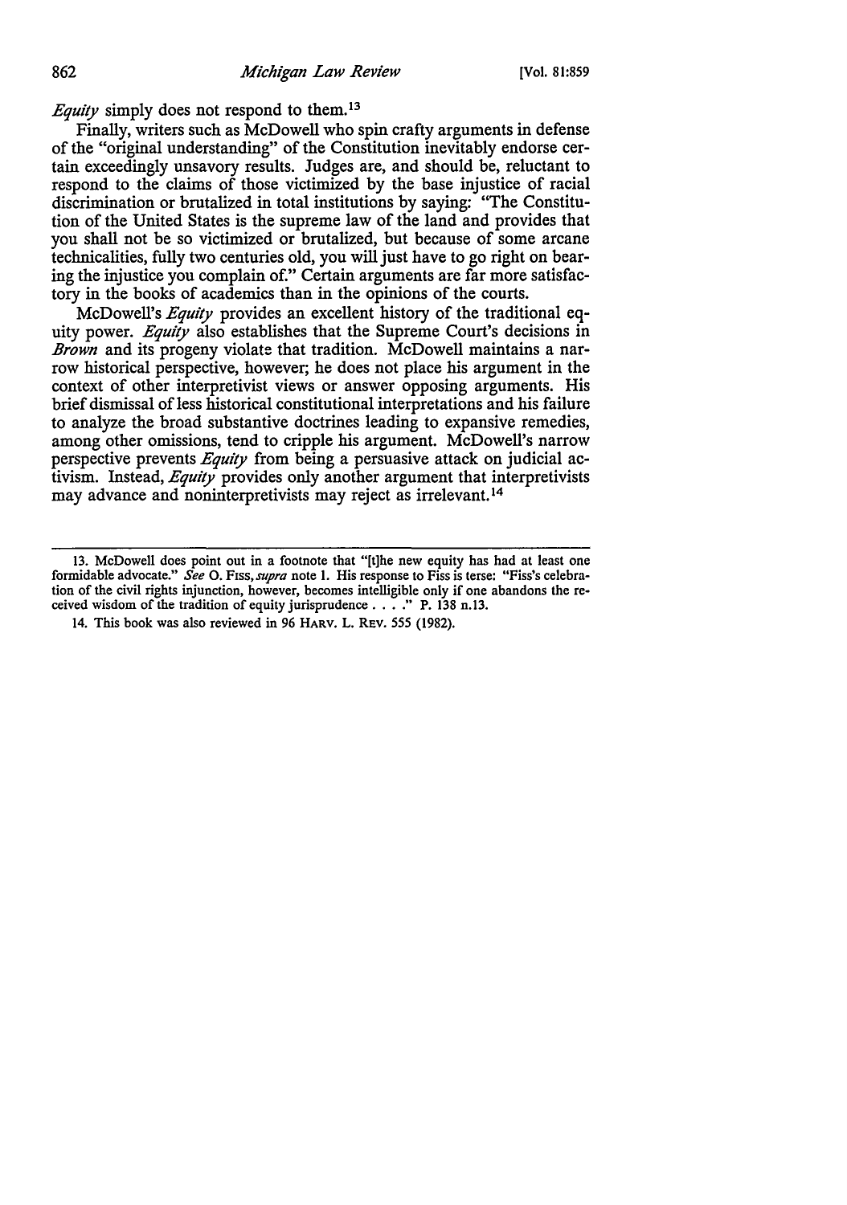*Equity* simply does not respond to them.[13]

Finally, writers such as McDowell who spin crafty arguments in defense of the "original understanding" of the Constitution inevitably endorse certain exceedingly unsavory results. Judges are, and should be, reluctant to respond to the claims of those victimized by the base injustice of racial discrimination or brutalized in total institutions by saying: "The Constitution of the United States is the supreme law of the land and provides that you shall not be so victimized or brutalized, but because of some arcane technicalities, fully two centuries old, you will just have to go right on bearing the injustice you complain of." Certain arguments are far more satisfactory in the books of academics than in the opinions of the courts.

McDowell's *Equity* provides an excellent history of the traditional equity power. *Equity* also establishes that the Supreme Court's decisions in *Brown* and its progeny violate that tradition. McDowell maintains a narrow historical perspective, however; he does not place his argument in the context of other interpretivist views or answer opposing arguments. His brief dismissal of less historical constitutional interpretations and his failure to analyze the broad substantive doctrines leading to expansive remedies, among other omissions, tend to cripple his argument. McDowell's narrow perspective prevents *Equity* from being a persuasive attack on judicial activism. Instead, *Equity* provides only another argument that interpretivists may advance and noninterpretivists may reject as irrelevant.[14]

---

13. McDowell does point out in a footnote that "[t]he new equity has had at least one formidable advocate." *See* O. FISS, *supra* note 1. His response to Fiss is terse: "Fiss's celebration of the civil rights injunction, however, becomes intelligible only if one abandons the received wisdom of the tradition of equity jurisprudence . . . ." P. 138 n.13.

14. This book was also reviewed in 96 HARV. L. REV. 555 (1982).